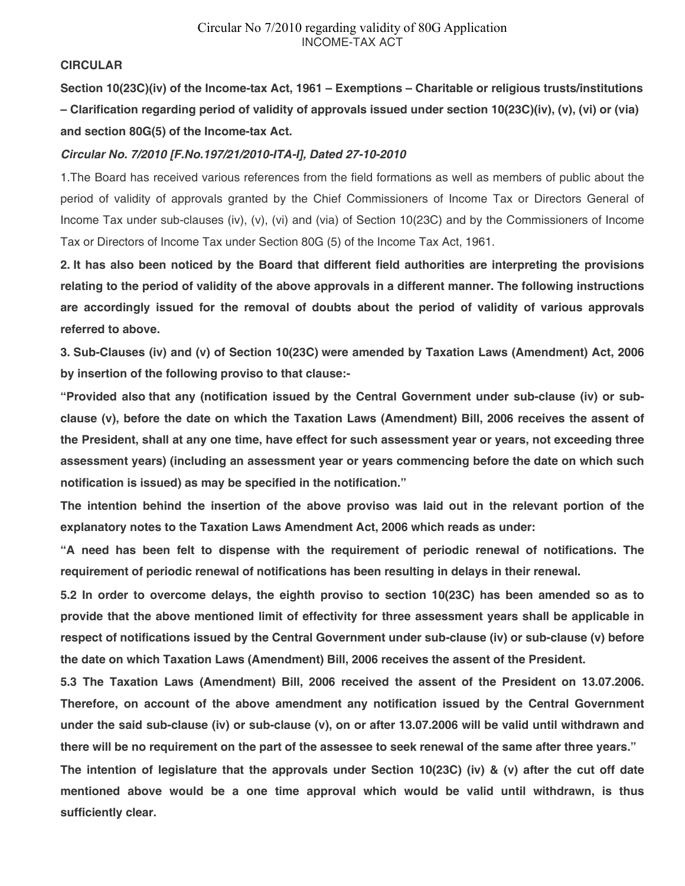Circular No 7/2010 regarding validity of 80G Application
INCOME-TAX ACT

**CIRCULAR**

**Section 10(23C)(iv) of the Income-tax Act, 1961 – Exemptions – Charitable or religious trusts/institutions – Clarification regarding period of validity of approvals issued under section 10(23C)(iv), (v), (vi) or (via) and section 80G(5) of the Income-tax Act.**

***Circular No. 7/2010 [F.No.197/21/2010-ITA-I], Dated 27-10-2010***

1.The Board has received various references from the field formations as well as members of public about the period of validity of approvals granted by the Chief Commissioners of Income Tax or Directors General of Income Tax under sub-clauses (iv), (v), (vi) and (via) of Section 10(23C) and by the Commissioners of Income Tax or Directors of Income Tax under Section 80G (5) of the Income Tax Act, 1961.

**2. It has also been noticed by the Board that different field authorities are interpreting the provisions relating to the period of validity of the above approvals in a different manner. The following instructions are accordingly issued for the removal of doubts about the period of validity of various approvals referred to above.**

**3. Sub-Clauses (iv) and (v) of Section 10(23C) were amended by Taxation Laws (Amendment) Act, 2006 by insertion of the following proviso to that clause:-**

**"Provided also that any (notification issued by the Central Government under sub-clause (iv) or sub-clause (v), before the date on which the Taxation Laws (Amendment) Bill, 2006 receives the assent of the President, shall at any one time, have effect for such assessment year or years, not exceeding three assessment years) (including an assessment year or years commencing before the date on which such notification is issued) as may be specified in the notification."**

**The intention behind the insertion of the above proviso was laid out in the relevant portion of the explanatory notes to the Taxation Laws Amendment Act, 2006 which reads as under:**

**"A need has been felt to dispense with the requirement of periodic renewal of notifications. The requirement of periodic renewal of notifications has been resulting in delays in their renewal.**

**5.2 In order to overcome delays, the eighth proviso to section 10(23C) has been amended so as to provide that the above mentioned limit of effectivity for three assessment years shall be applicable in respect of notifications issued by the Central Government under sub-clause (iv) or sub-clause (v) before the date on which Taxation Laws (Amendment) Bill, 2006 receives the assent of the President.**

**5.3 The Taxation Laws (Amendment) Bill, 2006 received the assent of the President on 13.07.2006. Therefore, on account of the above amendment any notification issued by the Central Government under the said sub-clause (iv) or sub-clause (v), on or after 13.07.2006 will be valid until withdrawn and there will be no requirement on the part of the assessee to seek renewal of the same after three years."**

**The intention of legislature that the approvals under Section 10(23C) (iv) & (v) after the cut off date mentioned above would be a one time approval which would be valid until withdrawn, is thus sufficiently clear.**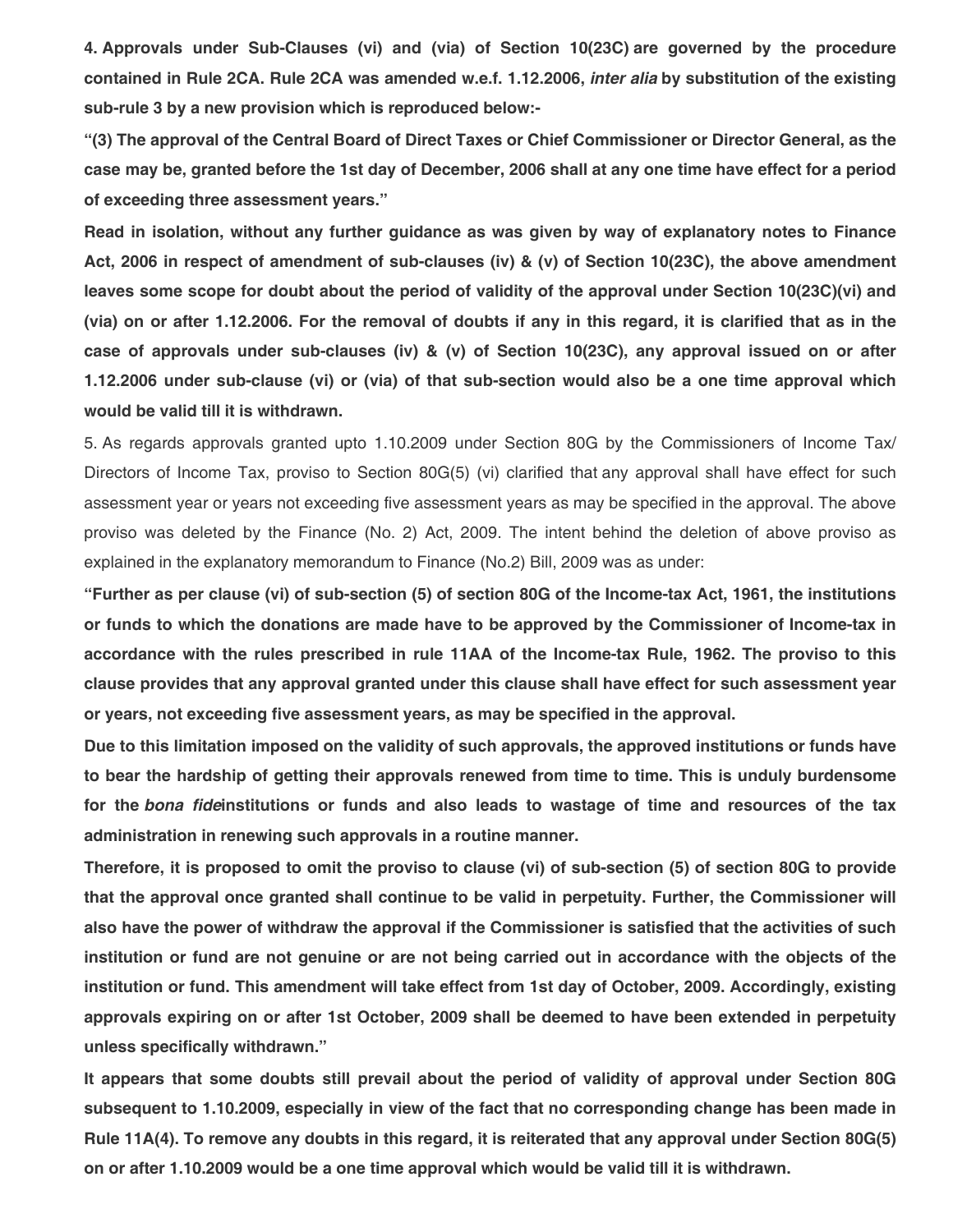**4. Approvals under Sub-Clauses (vi) and (via) of Section 10(23C) are governed by the procedure contained in Rule 2CA. Rule 2CA was amended w.e.f. 1.12.2006, *inter alia* by substitution of the existing sub-rule 3 by a new provision which is reproduced below:-**

**"(3) The approval of the Central Board of Direct Taxes or Chief Commissioner or Director General, as the case may be, granted before the 1st day of December, 2006 shall at any one time have effect for a period of exceeding three assessment years."**

**Read in isolation, without any further guidance as was given by way of explanatory notes to Finance Act, 2006 in respect of amendment of sub-clauses (iv) & (v) of Section 10(23C), the above amendment leaves some scope for doubt about the period of validity of the approval under Section 10(23C)(vi) and (via) on or after 1.12.2006. For the removal of doubts if any in this regard, it is clarified that as in the case of approvals under sub-clauses (iv) & (v) of Section 10(23C), any approval issued on or after 1.12.2006 under sub-clause (vi) or (via) of that sub-section would also be a one time approval which would be valid till it is withdrawn.**

5. As regards approvals granted upto 1.10.2009 under Section 80G by the Commissioners of Income Tax/ Directors of Income Tax, proviso to Section 80G(5) (vi) clarified that any approval shall have effect for such assessment year or years not exceeding five assessment years as may be specified in the approval. The above proviso was deleted by the Finance (No. 2) Act, 2009. The intent behind the deletion of above proviso as explained in the explanatory memorandum to Finance (No.2) Bill, 2009 was as under:

**"Further as per clause (vi) of sub-section (5) of section 80G of the Income-tax Act, 1961, the institutions or funds to which the donations are made have to be approved by the Commissioner of Income-tax in accordance with the rules prescribed in rule 11AA of the Income-tax Rule, 1962. The proviso to this clause provides that any approval granted under this clause shall have effect for such assessment year or years, not exceeding five assessment years, as may be specified in the approval.**

**Due to this limitation imposed on the validity of such approvals, the approved institutions or funds have to bear the hardship of getting their approvals renewed from time to time. This is unduly burdensome for the *bona fide*institutions or funds and also leads to wastage of time and resources of the tax administration in renewing such approvals in a routine manner.**

**Therefore, it is proposed to omit the proviso to clause (vi) of sub-section (5) of section 80G to provide that the approval once granted shall continue to be valid in perpetuity. Further, the Commissioner will also have the power of withdraw the approval if the Commissioner is satisfied that the activities of such institution or fund are not genuine or are not being carried out in accordance with the objects of the institution or fund. This amendment will take effect from 1st day of October, 2009. Accordingly, existing approvals expiring on or after 1st October, 2009 shall be deemed to have been extended in perpetuity unless specifically withdrawn."**

**It appears that some doubts still prevail about the period of validity of approval under Section 80G subsequent to 1.10.2009, especially in view of the fact that no corresponding change has been made in Rule 11A(4). To remove any doubts in this regard, it is reiterated that any approval under Section 80G(5) on or after 1.10.2009 would be a one time approval which would be valid till it is withdrawn.**